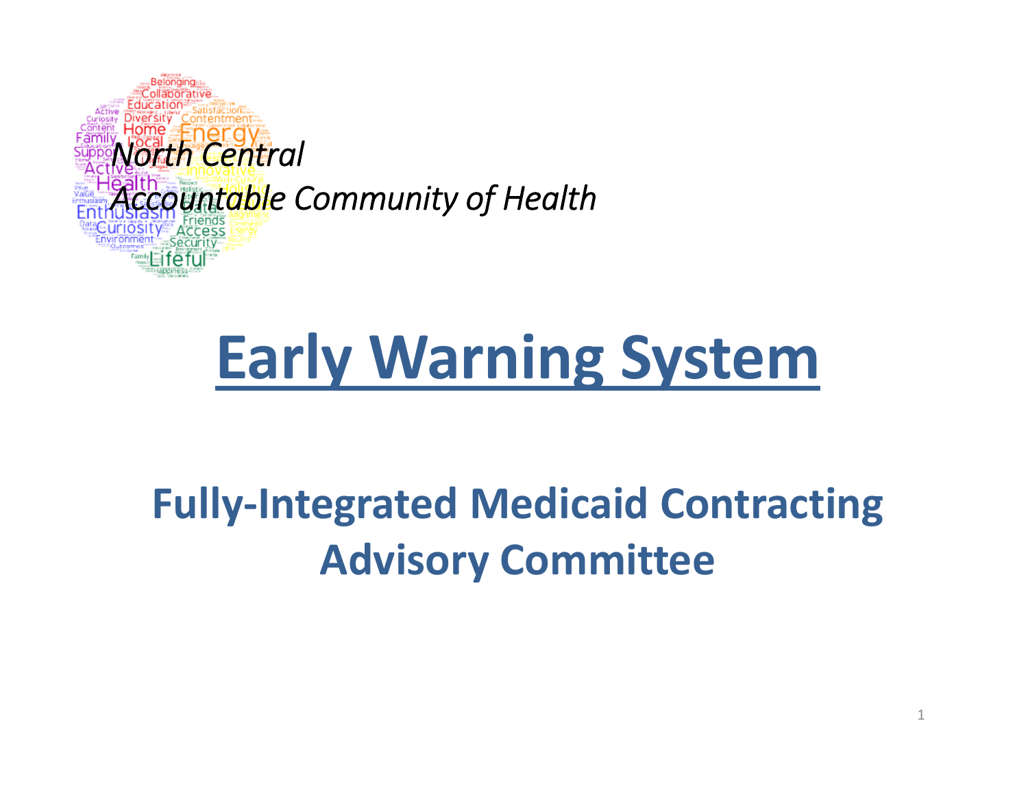*North Central Accountable Community of Health*

# Early Warning System

## Fully-Integrated Medicaid Contracting Advisory Committee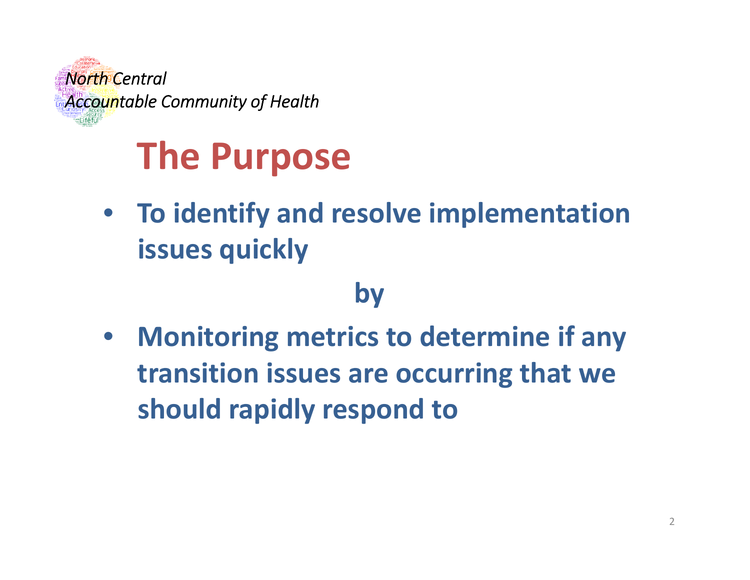*North Central Accountable Community of Health*

# The Purpose

- **To identify and resolve implementation issues quickly**

**by**

- **Monitoring metrics to determine if any transition issues are occurring that we should rapidly respond to**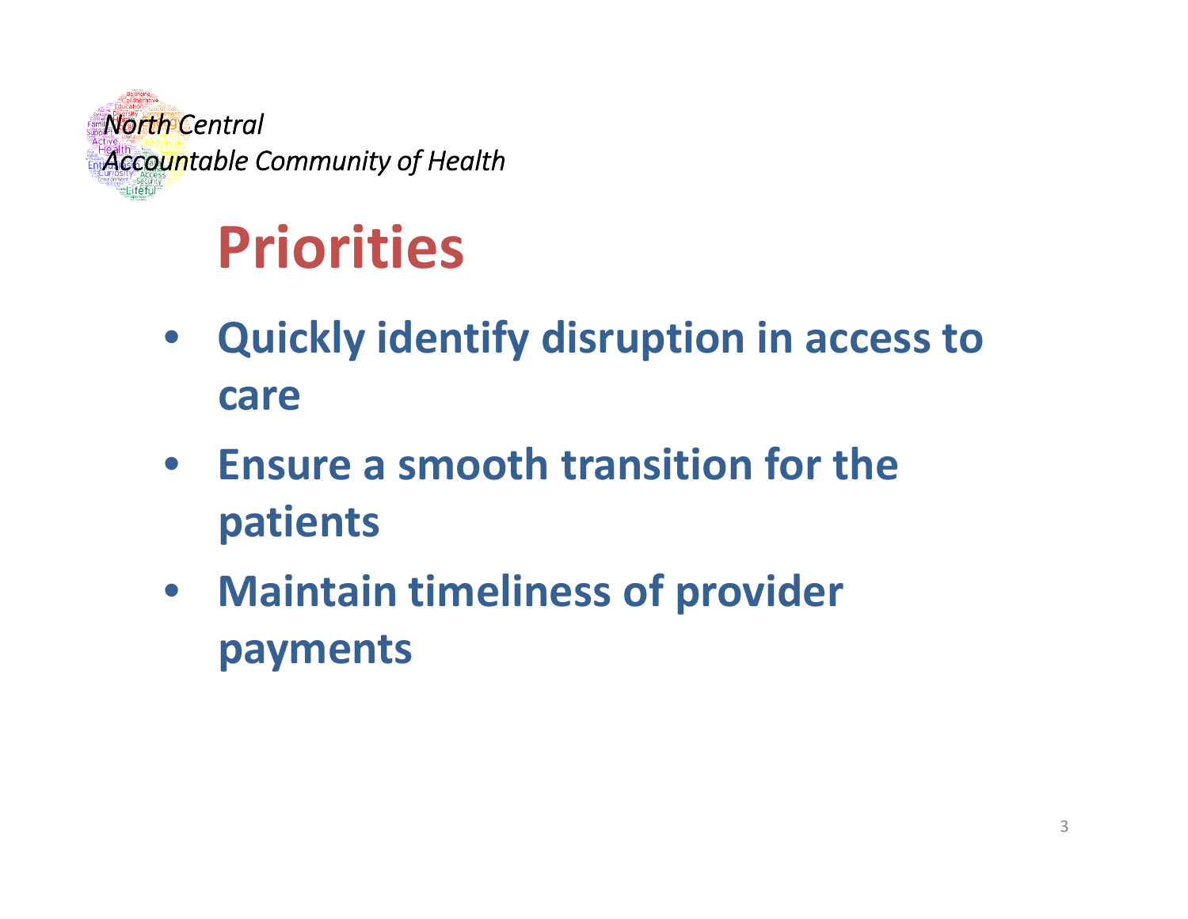*North Central Accountable Community of Health*

# Priorities

- **Quickly identify disruption in access to care**
- **Ensure a smooth transition for the patients**
- **Maintain timeliness of provider payments**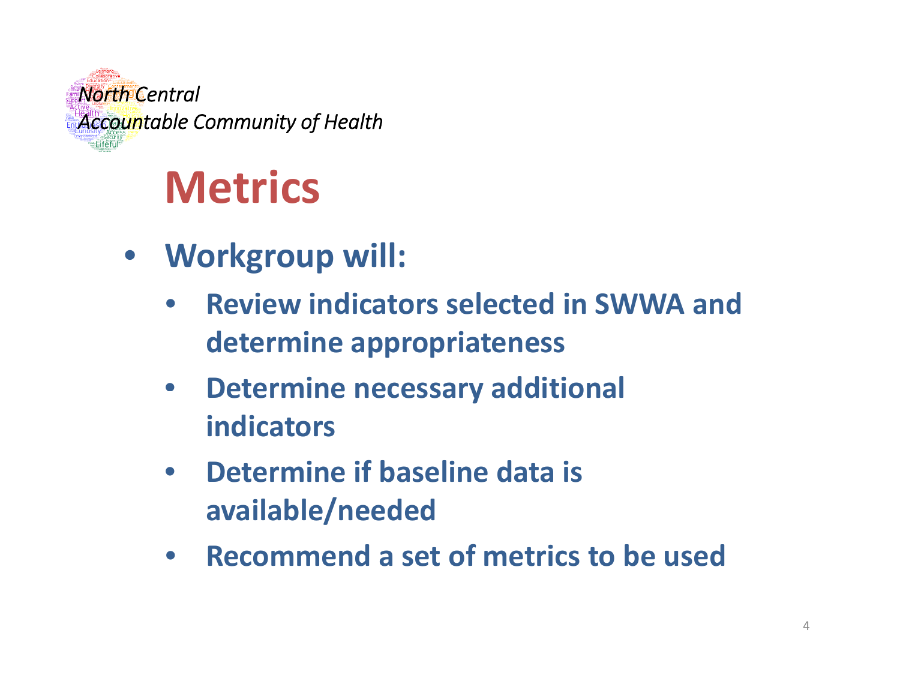*North Central Accountable Community of Health*

# Metrics

- **Workgroup will:**
  - **Review indicators selected in SWWA and determine appropriateness**
  - **Determine necessary additional indicators**
  - **Determine if baseline data is available/needed**
  - **Recommend a set of metrics to be used**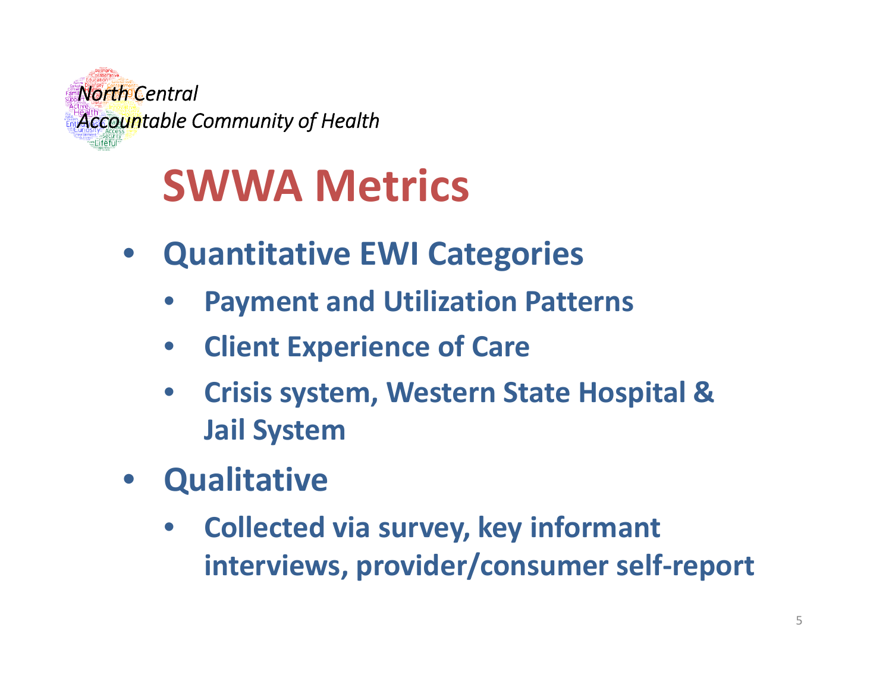*North Central Accountable Community of Health*

# SWWA Metrics

- **Quantitative EWI Categories**
  - **Payment and Utilization Patterns**
  - **Client Experience of Care**
  - **Crisis system, Western State Hospital & Jail System**
- **Qualitative**
  - **Collected via survey, key informant interviews, provider/consumer self-report**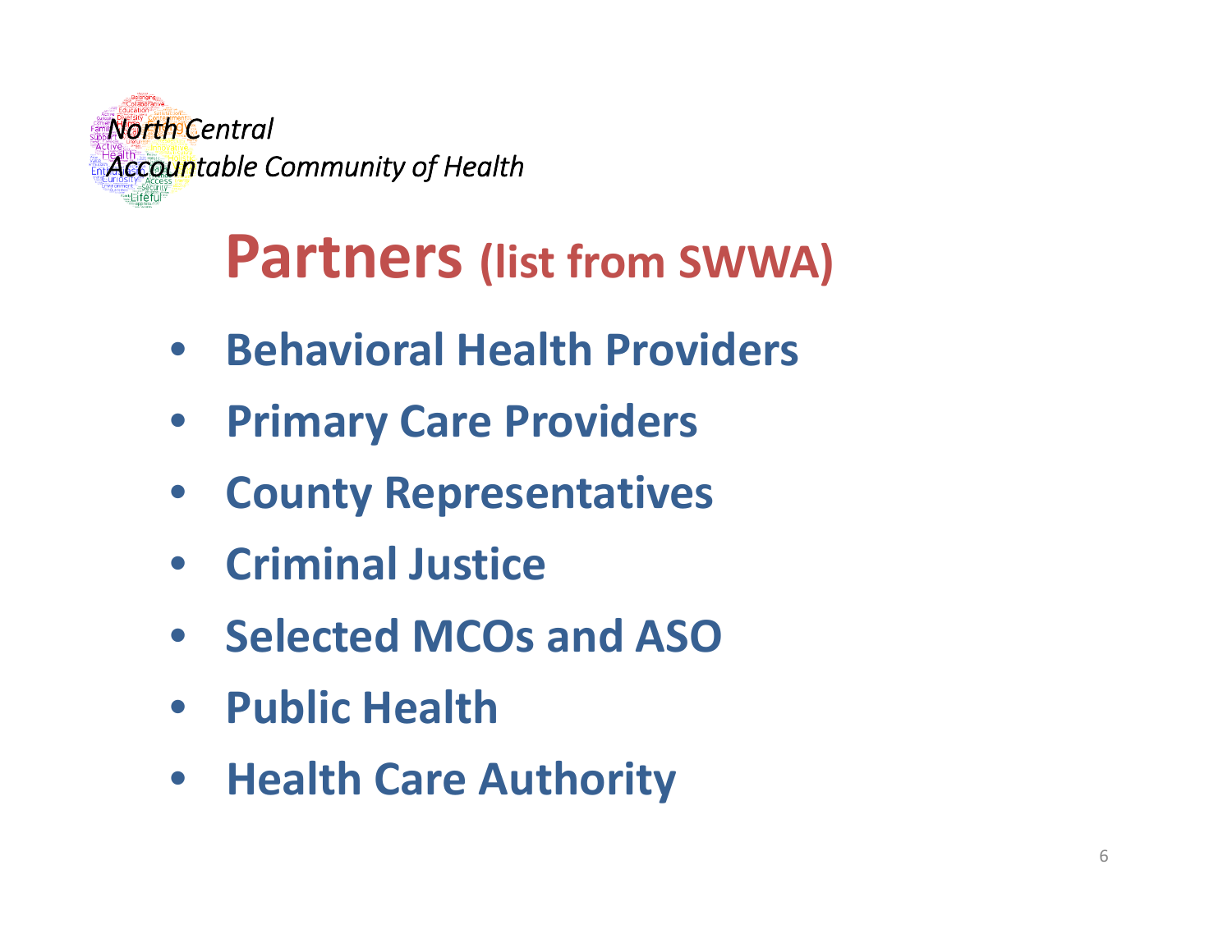*North Central Accountable Community of Health*

# Partners (list from SWWA)

- Behavioral Health Providers
- Primary Care Providers
- County Representatives
- Criminal Justice
- Selected MCOs and ASO
- Public Health
- Health Care Authority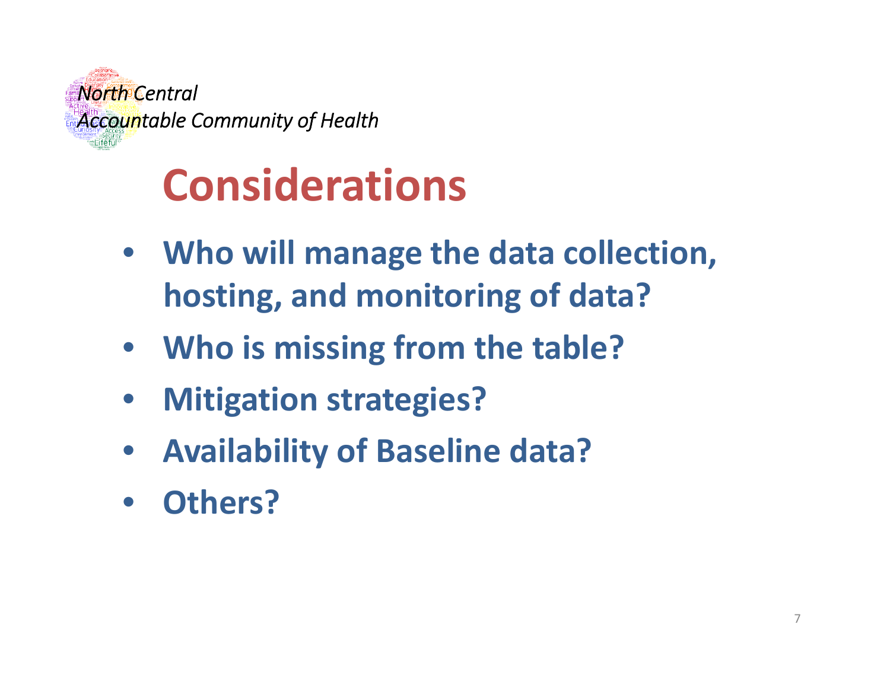*North Central Accountable Community of Health*

# Considerations

- **Who will manage the data collection, hosting, and monitoring of data?**
- **Who is missing from the table?**
- **Mitigation strategies?**
- **Availability of Baseline data?**
- **Others?**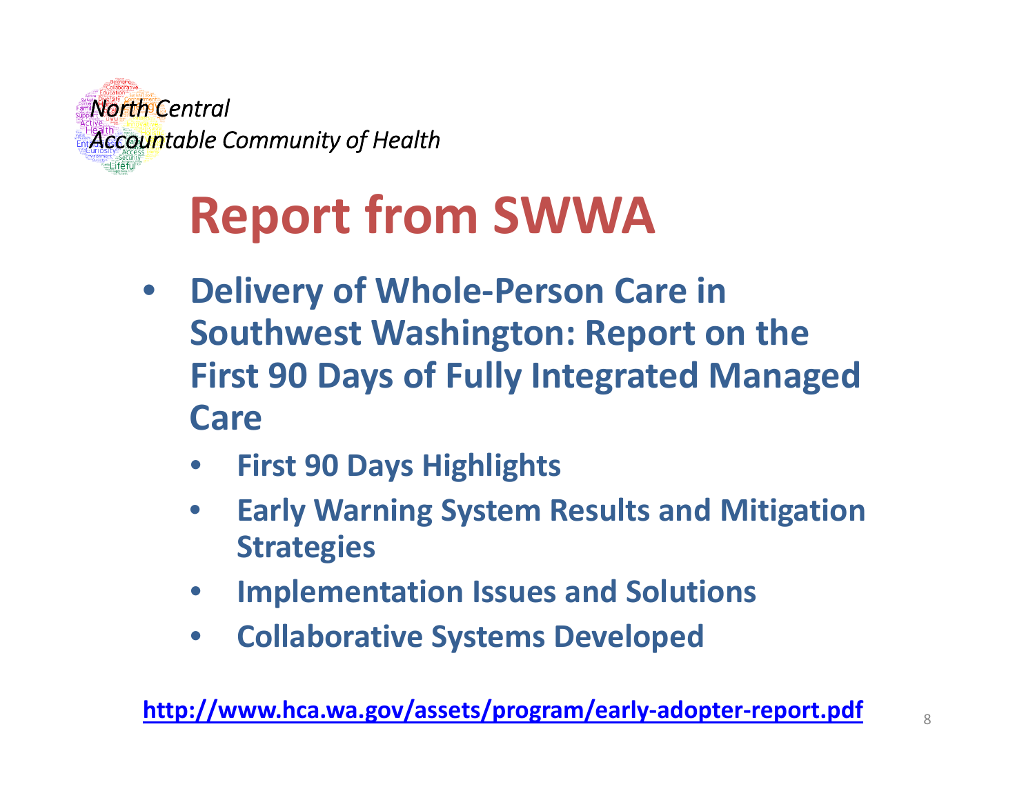*North Central Accountable Community of Health*

# Report from SWWA

- **Delivery of Whole-Person Care in Southwest Washington: Report on the First 90 Days of Fully Integrated Managed Care**
  - **First 90 Days Highlights**
  - **Early Warning System Results and Mitigation Strategies**
  - **Implementation Issues and Solutions**
  - **Collaborative Systems Developed**

**http://www.hca.wa.gov/assets/program/early-adopter-report.pdf**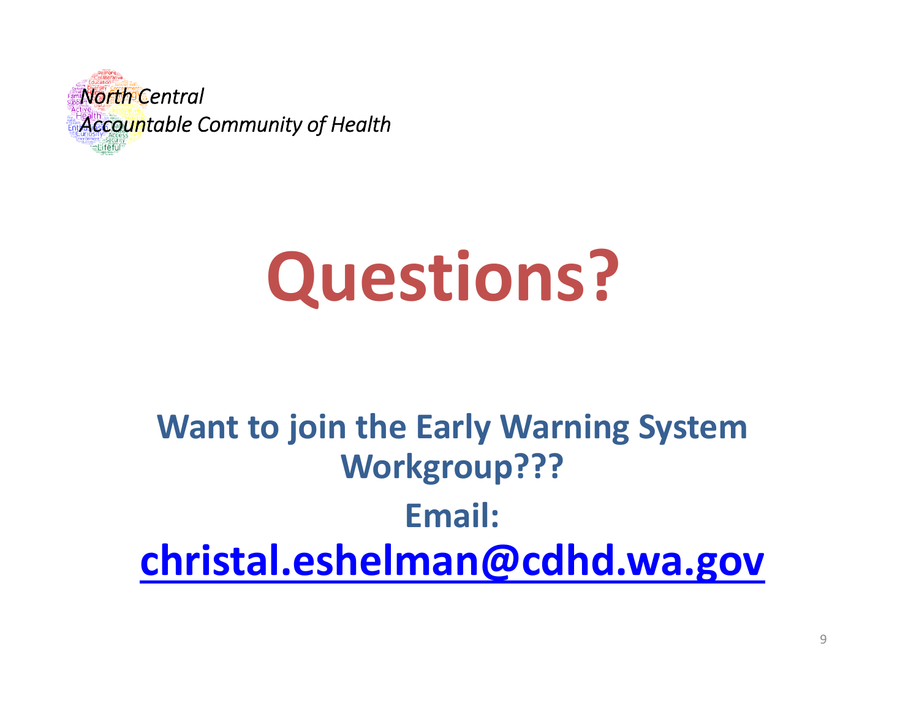*North Central Accountable Community of Health*

# Questions?

**Want to join the Early Warning System Workgroup???**

**Email:**

**[christal.eshelman@cdhd.wa.gov](mailto:christal.eshelman@cdhd.wa.gov)**